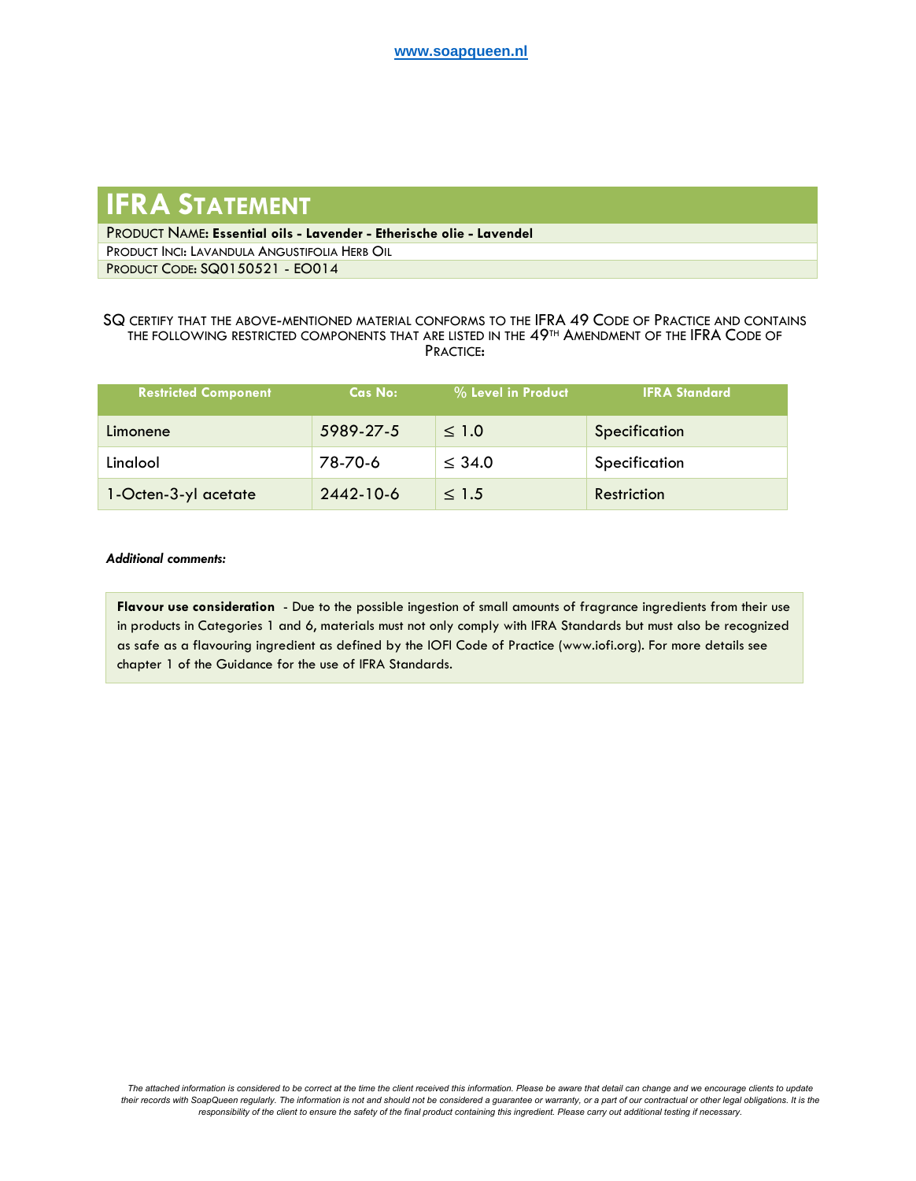# IFRA Statement

Product Name: **Essential oils - Lavender - Etherische olie - Lavendel**

Product Inci: Lavandula Angustifolia Herb Oil

Product Code: SQ0150521 - EO014

SQ certify that the above-mentioned material conforms to the IFRA 49 Code of Practice and contains the following restricted components that are listed in the 49th Amendment of the IFRA Code of Practice:

| Restricted Component | Cas No: | % Level in Product | IFRA Standard |
|---|---|---|---|
| Limonene | 5989-27-5 | ≤ 1.0 | Specification |
| Linalool | 78-70-6 | ≤ 34.0 | Specification |
| 1-Octen-3-yl acetate | 2442-10-6 | ≤ 1.5 | Restriction |

***Additional comments:***

**Flavour use consideration** - Due to the possible ingestion of small amounts of fragrance ingredients from their use in products in Categories 1 and 6, materials must not only comply with IFRA Standards but must also be recognized as safe as a flavouring ingredient as defined by the IOFI Code of Practice (www.iofi.org). For more details see chapter 1 of the Guidance for the use of IFRA Standards.

*The attached information is considered to be correct at the time the client received this information. Please be aware that detail can change and we encourage clients to update their records with SoapQueen regularly. The information is not and should not be considered a guarantee or warranty, or a part of our contractual or other legal obligations. It is the responsibility of the client to ensure the safety of the final product containing this ingredient. Please carry out additional testing if necessary.*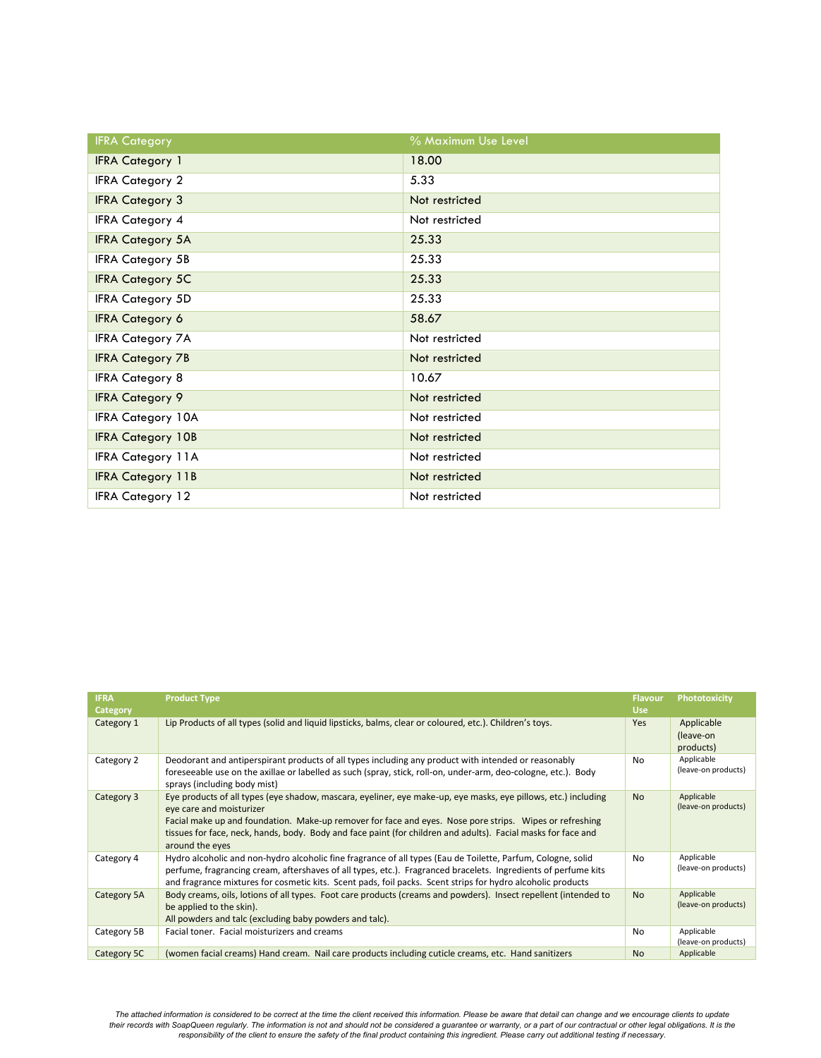| IFRA Category | % Maximum Use Level |
| --- | --- |
| IFRA Category 1 | 18.00 |
| IFRA Category 2 | 5.33 |
| IFRA Category 3 | Not restricted |
| IFRA Category 4 | Not restricted |
| IFRA Category 5A | 25.33 |
| IFRA Category 5B | 25.33 |
| IFRA Category 5C | 25.33 |
| IFRA Category 5D | 25.33 |
| IFRA Category 6 | 58.67 |
| IFRA Category 7A | Not restricted |
| IFRA Category 7B | Not restricted |
| IFRA Category 8 | 10.67 |
| IFRA Category 9 | Not restricted |
| IFRA Category 10A | Not restricted |
| IFRA Category 10B | Not restricted |
| IFRA Category 11A | Not restricted |
| IFRA Category 11B | Not restricted |
| IFRA Category 12 | Not restricted |

| IFRA Category | Product Type | Flavour Use | Phototoxicity |
| --- | --- | --- | --- |
| Category 1 | Lip Products of all types (solid and liquid lipsticks, balms, clear or coloured, etc.). Children's toys. | Yes | Applicable (leave-on products) |
| Category 2 | Deodorant and antiperspirant products of all types including any product with intended or reasonably foreseeable use on the axillae or labelled as such (spray, stick, roll-on, under-arm, deo-cologne, etc.). Body sprays (including body mist) | No | Applicable (leave-on products) |
| Category 3 | Eye products of all types (eye shadow, mascara, eyeliner, eye make-up, eye masks, eye pillows, etc.) including eye care and moisturizer<br>Facial make up and foundation. Make-up remover for face and eyes. Nose pore strips. Wipes or refreshing tissues for face, neck, hands, body. Body and face paint (for children and adults). Facial masks for face and around the eyes | No | Applicable (leave-on products) |
| Category 4 | Hydro alcoholic and non-hydro alcoholic fine fragrance of all types (Eau de Toilette, Parfum, Cologne, solid perfume, fragrancing cream, aftershaves of all types, etc.). Fragranced bracelets. Ingredients of perfume kits and fragrance mixtures for cosmetic kits. Scent pads, foil packs. Scent strips for hydro alcoholic products | No | Applicable (leave-on products) |
| Category 5A | Body creams, oils, lotions of all types. Foot care products (creams and powders). Insect repellent (intended to be applied to the skin).<br>All powders and talc (excluding baby powders and talc). | No | Applicable (leave-on products) |
| Category 5B | Facial toner. Facial moisturizers and creams | No | Applicable (leave-on products) |
| Category 5C | (women facial creams) Hand cream. Nail care products including cuticle creams, etc. Hand sanitizers | No | Applicable |

*The attached information is considered to be correct at the time the client received this information. Please be aware that detail can change and we encourage clients to update their records with SoapQueen regularly. The information is not and should not be considered a guarantee or warranty, or a part of our contractual or other legal obligations. It is the responsibility of the client to ensure the safety of the final product containing this ingredient. Please carry out additional testing if necessary.*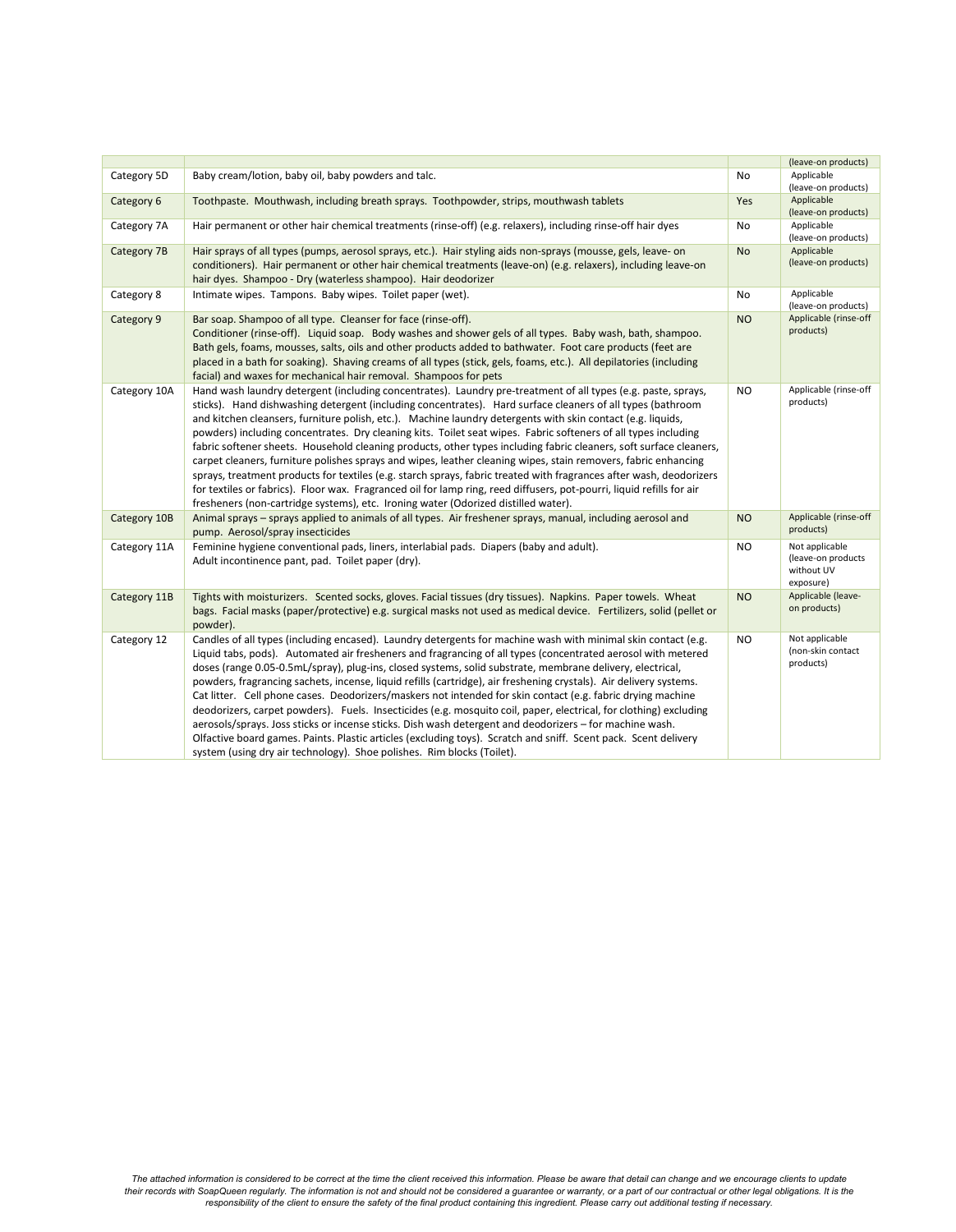| | | | |
|---|---|---|---|
| | | | (leave-on products) |
| Category 5D | Baby cream/lotion, baby oil, baby powders and talc. | No | Applicable (leave-on products) |
| Category 6 | Toothpaste. Mouthwash, including breath sprays. Toothpowder, strips, mouthwash tablets | Yes | Applicable (leave-on products) |
| Category 7A | Hair permanent or other hair chemical treatments (rinse-off) (e.g. relaxers), including rinse-off hair dyes | No | Applicable (leave-on products) |
| Category 7B | Hair sprays of all types (pumps, aerosol sprays, etc.). Hair styling aids non-sprays (mousse, gels, leave- on conditioners). Hair permanent or other hair chemical treatments (leave-on) (e.g. relaxers), including leave-on hair dyes. Shampoo - Dry (waterless shampoo). Hair deodorizer | No | Applicable (leave-on products) |
| Category 8 | Intimate wipes. Tampons. Baby wipes. Toilet paper (wet). | No | Applicable (leave-on products) |
| Category 9 | Bar soap. Shampoo of all type. Cleanser for face (rinse-off). Conditioner (rinse-off). Liquid soap. Body washes and shower gels of all types. Baby wash, bath, shampoo. Bath gels, foams, mousses, salts, oils and other products added to bathwater. Foot care products (feet are placed in a bath for soaking). Shaving creams of all types (stick, gels, foams, etc.). All depilatories (including facial) and waxes for mechanical hair removal. Shampoos for pets | NO | Applicable (rinse-off products) |
| Category 10A | Hand wash laundry detergent (including concentrates). Laundry pre-treatment of all types (e.g. paste, sprays, sticks). Hand dishwashing detergent (including concentrates). Hard surface cleaners of all types (bathroom and kitchen cleansers, furniture polish, etc.). Machine laundry detergents with skin contact (e.g. liquids, powders) including concentrates. Dry cleaning kits. Toilet seat wipes. Fabric softeners of all types including fabric softener sheets. Household cleaning products, other types including fabric cleaners, soft surface cleaners, carpet cleaners, furniture polishes sprays and wipes, leather cleaning wipes, stain removers, fabric enhancing sprays, treatment products for textiles (e.g. starch sprays, fabric treated with fragrances after wash, deodorizers for textiles or fabrics). Floor wax. Fragranced oil for lamp ring, reed diffusers, pot-pourri, liquid refills for air fresheners (non-cartridge systems), etc. Ironing water (Odorized distilled water). | NO | Applicable (rinse-off products) |
| Category 10B | Animal sprays – sprays applied to animals of all types. Air freshener sprays, manual, including aerosol and pump. Aerosol/spray insecticides | NO | Applicable (rinse-off products) |
| Category 11A | Feminine hygiene conventional pads, liners, interlabial pads. Diapers (baby and adult). Adult incontinence pant, pad. Toilet paper (dry). | NO | Not applicable (leave-on products without UV exposure) |
| Category 11B | Tights with moisturizers. Scented socks, gloves. Facial tissues (dry tissues). Napkins. Paper towels. Wheat bags. Facial masks (paper/protective) e.g. surgical masks not used as medical device. Fertilizers, solid (pellet or powder). | NO | Applicable (leave-on products) |
| Category 12 | Candles of all types (including encased). Laundry detergents for machine wash with minimal skin contact (e.g. Liquid tabs, pods). Automated air fresheners and fragrancing of all types (concentrated aerosol with metered doses (range 0.05-0.5mL/spray), plug-ins, closed systems, solid substrate, membrane delivery, electrical, powders, fragrancing sachets, incense, liquid refills (cartridge), air freshening crystals). Air delivery systems. Cat litter. Cell phone cases. Deodorizers/maskers not intended for skin contact (e.g. fabric drying machine deodorizers, carpet powders). Fuels. Insecticides (e.g. mosquito coil, paper, electrical, for clothing) excluding aerosols/sprays. Joss sticks or incense sticks. Dish wash detergent and deodorizers – for machine wash. Olfactive board games. Paints. Plastic articles (excluding toys). Scratch and sniff. Scent pack. Scent delivery system (using dry air technology). Shoe polishes. Rim blocks (Toilet). | NO | Not applicable (non-skin contact products) |

*The attached information is considered to be correct at the time the client received this information. Please be aware that detail can change and we encourage clients to update their records with SoapQueen regularly. The information is not and should not be considered a guarantee or warranty, or a part of our contractual or other legal obligations. It is the responsibility of the client to ensure the safety of the final product containing this ingredient. Please carry out additional testing if necessary.*